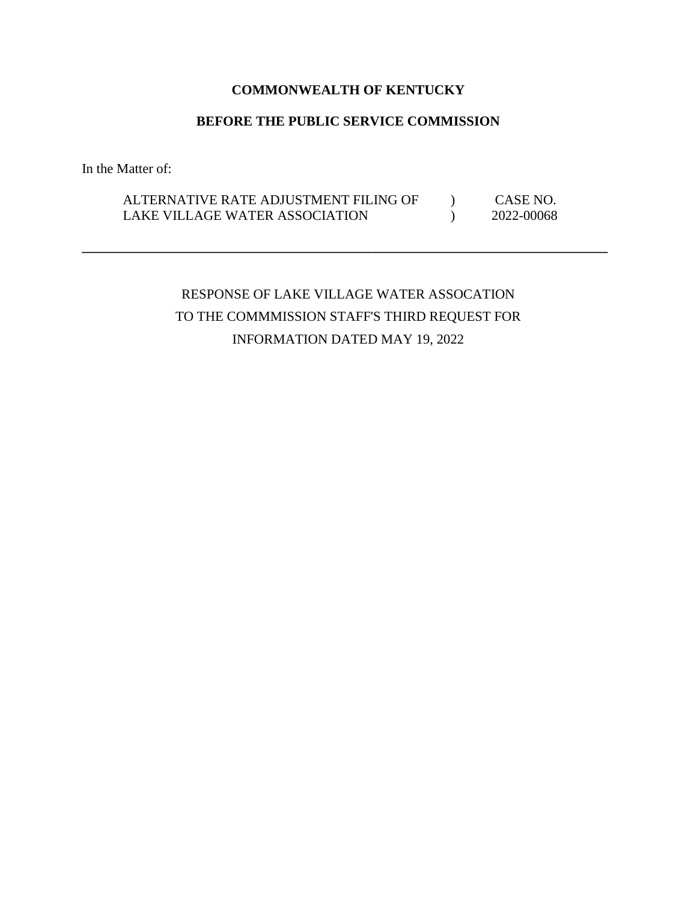**COMMONWEALTH OF KENTUCKY**

**BEFORE THE PUBLIC SERVICE COMMISSION**

In the Matter of:

| | | |
|---|---|---|
| ALTERNATIVE RATE ADJUSTMENT FILING OF | ) | CASE NO. |
| LAKE VILLAGE WATER ASSOCIATION | ) | 2022-00068 |

---

RESPONSE OF LAKE VILLAGE WATER ASSOCATION
TO THE COMMMISSION STAFF'S THIRD REQUEST FOR
INFORMATION DATED MAY 19, 2022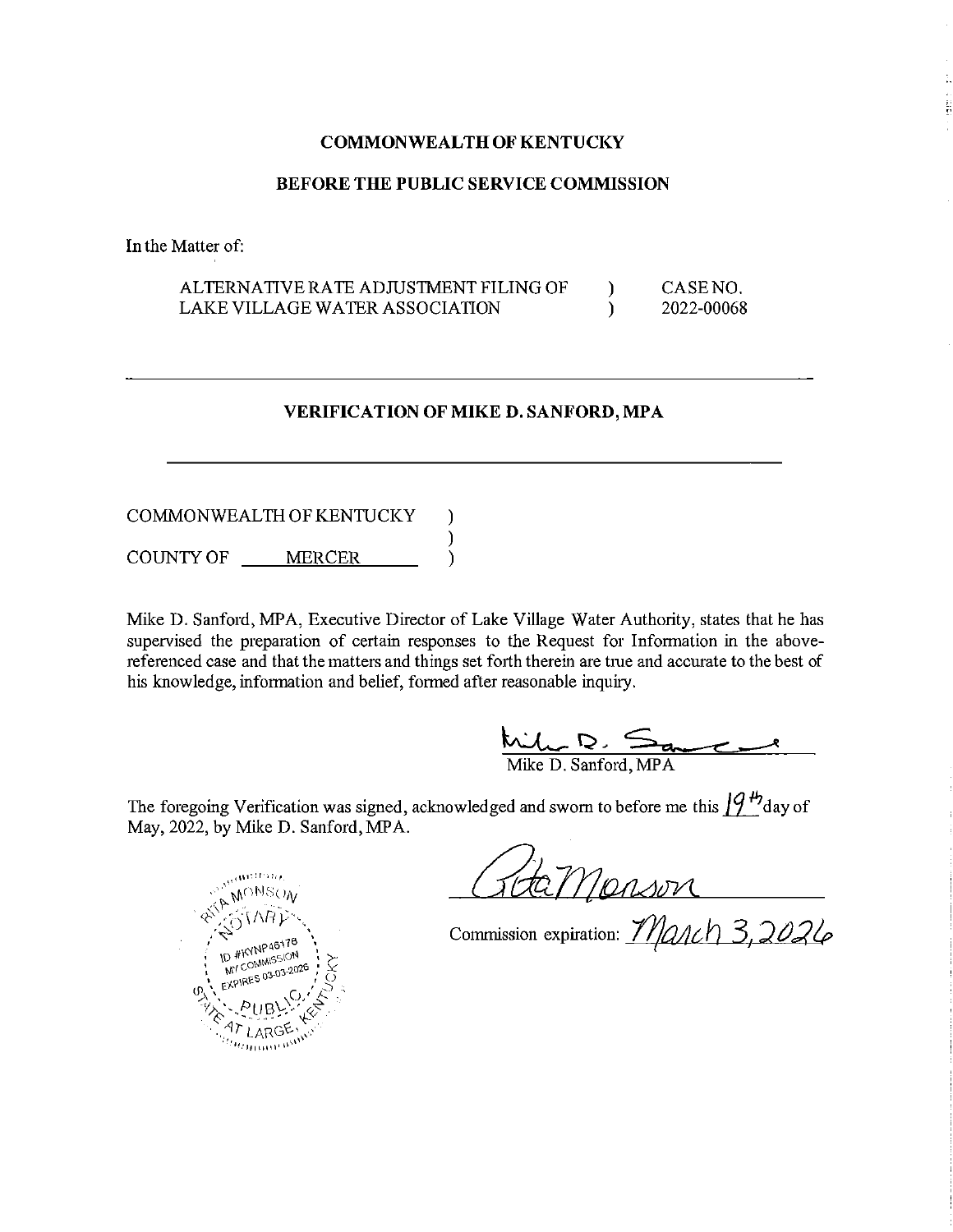**COMMONWEALTH OF KENTUCKY**

**BEFORE THE PUBLIC SERVICE COMMISSION**

In the Matter of:

| | | |
|---|---|---|
| ALTERNATIVE RATE ADJUSTMENT FILING OF LAKE VILLAGE WATER ASSOCIATION | ) ) | CASE NO. 2022-00068 |

---

**VERIFICATION OF MIKE D. SANFORD, MPA**

---

COMMONWEALTH OF KENTUCKY )
)
COUNTY OF MERCER )

Mike D. Sanford, MPA, Executive Director of Lake Village Water Authority, states that he has supervised the preparation of certain responses to the Request for Information in the above-referenced case and that the matters and things set forth therein are true and accurate to the best of his knowledge, information and belief, formed after reasonable inquiry.

Mike D. Sanford

Mike D. Sanford, MPA

The foregoing Verification was signed, acknowledged and sworn to before me this 19th day of May, 2022, by Mike D. Sanford, MPA.

Rita Monson

Commission expiration: March 3, 2026

RITA MONSON
NOTARY
ID #KYNP46178
MY COMMISSION EXPIRES 03-03-2026
STATE AT LARGE, KENTUCKY
PUBLIC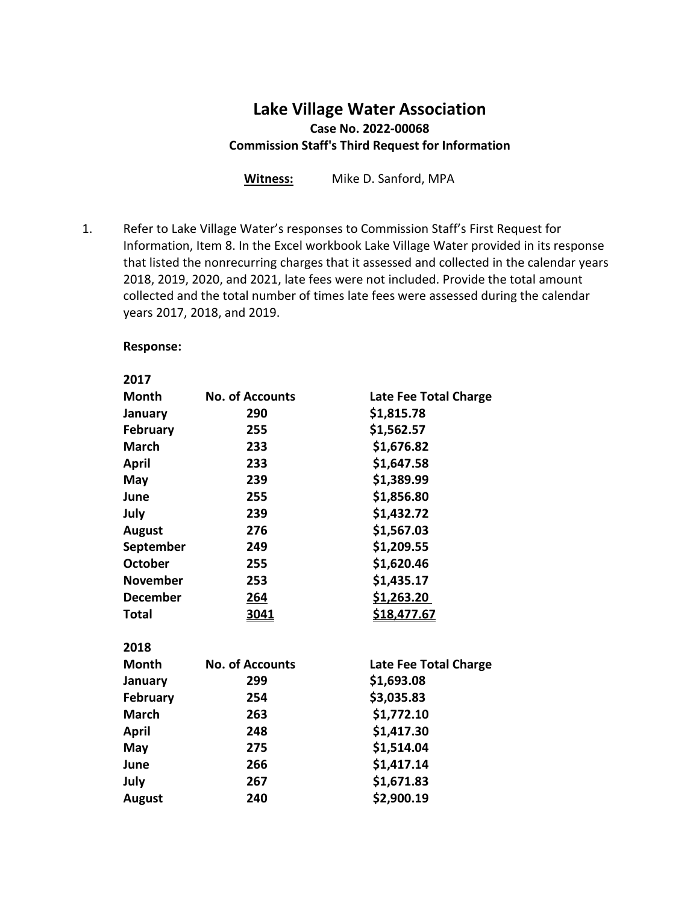# Lake Village Water Association

### Case No. 2022-00068

### Commission Staff's Third Request for Information

**Witness:** Mike D. Sanford, MPA

1. Refer to Lake Village Water's responses to Commission Staff's First Request for Information, Item 8. In the Excel workbook Lake Village Water provided in its response that listed the nonrecurring charges that it assessed and collected in the calendar years 2018, 2019, 2020, and 2021, late fees were not included. Provide the total amount collected and the total number of times late fees were assessed during the calendar years 2017, 2018, and 2019.

   **Response:**

   **2017**

   | Month | No. of Accounts | Late Fee Total Charge |
   |---|---|---|
   | **January** | **290** | **$1,815.78** |
   | **February** | **255** | **$1,562.57** |
   | **March** | **233** | **$1,676.82** |
   | **April** | **233** | **$1,647.58** |
   | **May** | **239** | **$1,389.99** |
   | **June** | **255** | **$1,856.80** |
   | **July** | **239** | **$1,432.72** |
   | **August** | **276** | **$1,567.03** |
   | **September** | **249** | **$1,209.55** |
   | **October** | **255** | **$1,620.46** |
   | **November** | **253** | **$1,435.17** |
   | **December** | **264** | **$1,263.20** |
   | **Total** | **3041** | **$18,477.67** |

   **2018**

   | Month | No. of Accounts | Late Fee Total Charge |
   |---|---|---|
   | **January** | **299** | **$1,693.08** |
   | **February** | **254** | **$3,035.83** |
   | **March** | **263** | **$1,772.10** |
   | **April** | **248** | **$1,417.30** |
   | **May** | **275** | **$1,514.04** |
   | **June** | **266** | **$1,417.14** |
   | **July** | **267** | **$1,671.83** |
   | **August** | **240** | **$2,900.19** |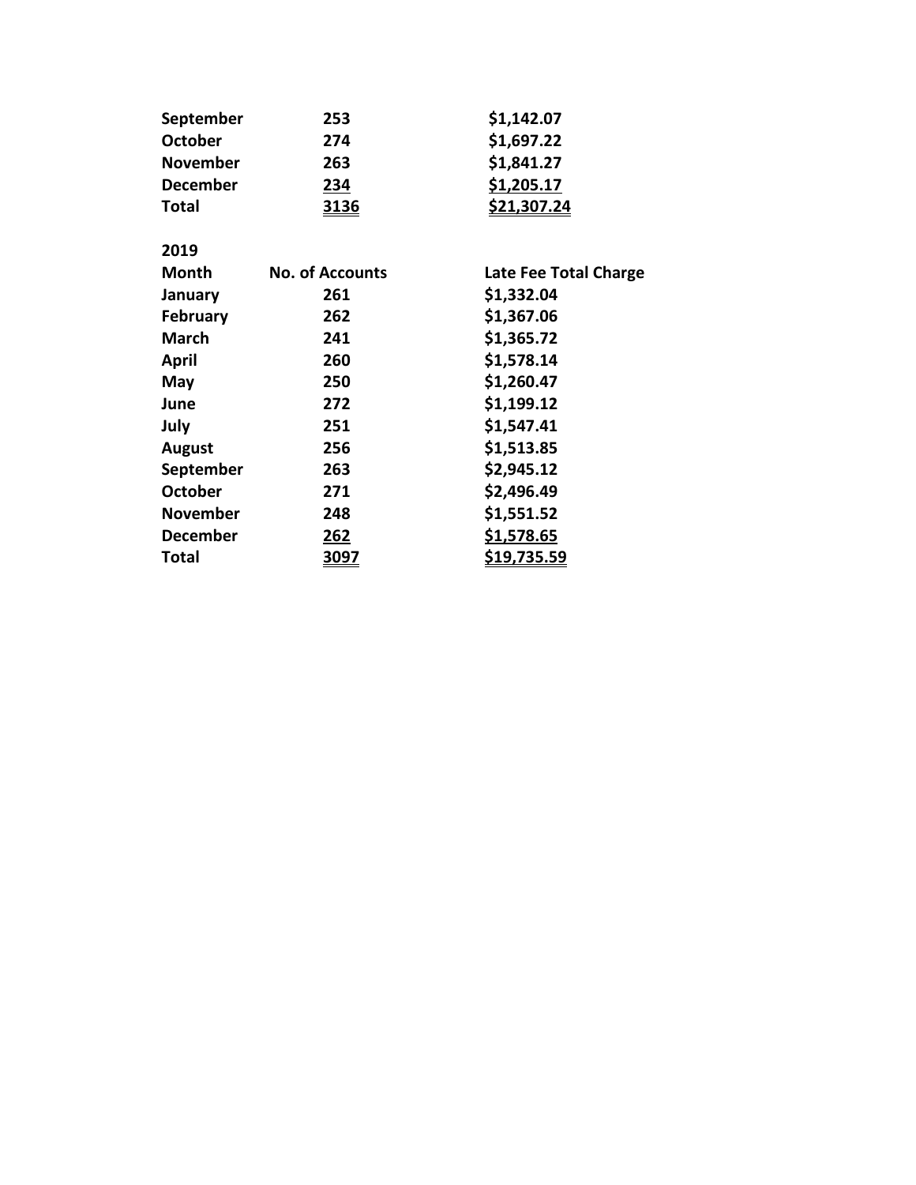| | | |
|---|---|---|
| **September** | **253** | **$1,142.07** |
| **October** | **274** | **$1,697.22** |
| **November** | **263** | **$1,841.27** |
| **December** | **234** | **$1,205.17** |
| **Total** | **3136** | **$21,307.24** |

**2019**

| **Month** | **No. of Accounts** | **Late Fee Total Charge** |
|---|---|---|
| **January** | **261** | **$1,332.04** |
| **February** | **262** | **$1,367.06** |
| **March** | **241** | **$1,365.72** |
| **April** | **260** | **$1,578.14** |
| **May** | **250** | **$1,260.47** |
| **June** | **272** | **$1,199.12** |
| **July** | **251** | **$1,547.41** |
| **August** | **256** | **$1,513.85** |
| **September** | **263** | **$2,945.12** |
| **October** | **271** | **$2,496.49** |
| **November** | **248** | **$1,551.52** |
| **December** | **262** | **$1,578.65** |
| **Total** | **3097** | **$19,735.59** |